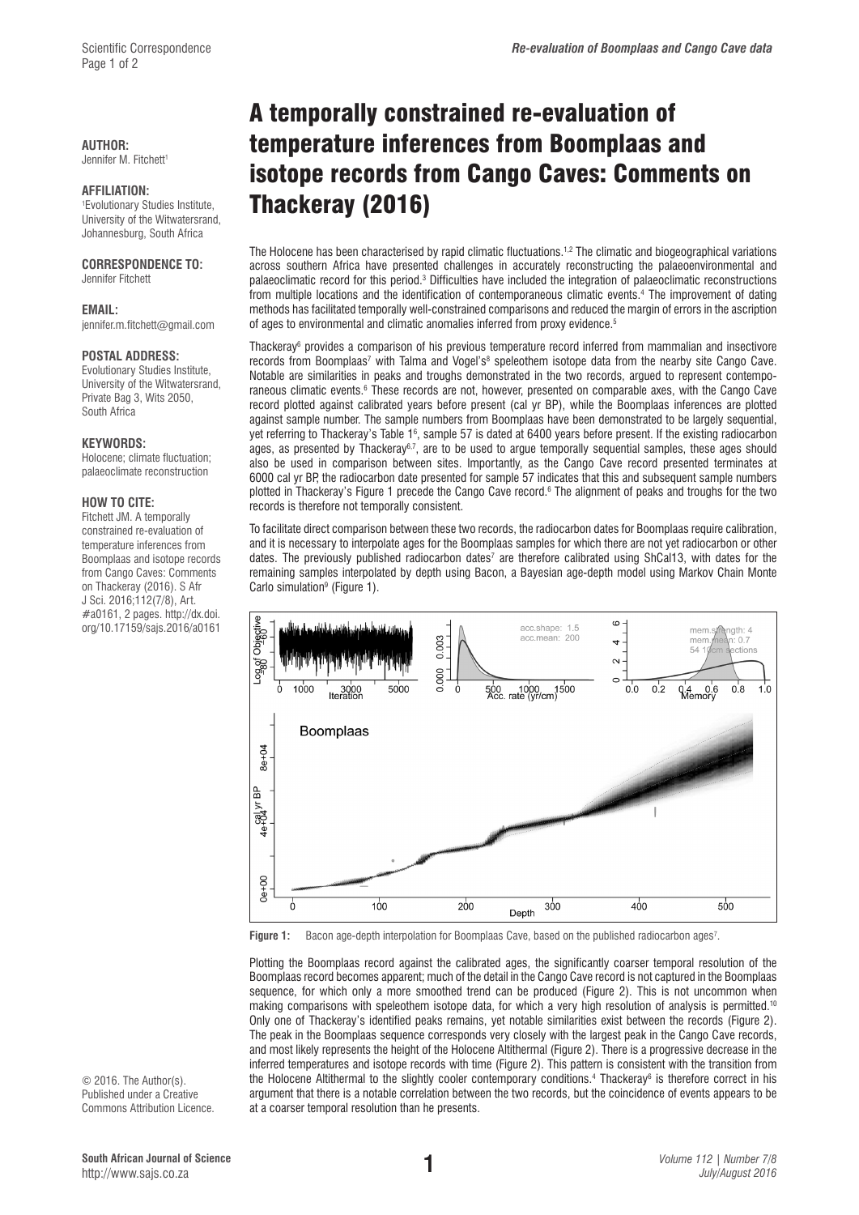# A temporally constrained re-evaluation of temperature inferences from Boomplaas and isotope records from Cango Caves: Comments on Thackeray (2016)

**AUTHOR:**
Jennifer M. Fitchett[1]

**AFFILIATION:**
[1]Evolutionary Studies Institute, University of the Witwatersrand, Johannesburg, South Africa

**CORRESPONDENCE TO:**
Jennifer Fitchett

**EMAIL:**
jennifer.m.fitchett@gmail.com

**POSTAL ADDRESS:**
Evolutionary Studies Institute, University of the Witwatersrand, Private Bag 3, Wits 2050, South Africa

**KEYWORDS:**
Holocene; climate fluctuation; palaeoclimate reconstruction

**HOW TO CITE:**
Fitchett JM. A temporally constrained re-evaluation of temperature inferences from Boomplaas and isotope records from Cango Caves: Comments on Thackeray (2016). S Afr J Sci. 2016;112(7/8), Art. #a0161, 2 pages. http://dx.doi.org/10.17159/sajs.2016/a0161

© 2016. The Author(s). Published under a Creative Commons Attribution Licence.

The Holocene has been characterised by rapid climatic fluctuations.[1,2] The climatic and biogeographical variations across southern Africa have presented challenges in accurately reconstructing the palaeoenvironmental and palaeoclimatic record for this period.[3] Difficulties have included the integration of palaeoclimatic reconstructions from multiple locations and the identification of contemporaneous climatic events.[4] The improvement of dating methods has facilitated temporally well-constrained comparisons and reduced the margin of errors in the ascription of ages to environmental and climatic anomalies inferred from proxy evidence.[5]

Thackeray[6] provides a comparison of his previous temperature record inferred from mammalian and insectivore records from Boomplaas[7] with Talma and Vogel's[8] speleothem isotope data from the nearby site Cango Cave. Notable are similarities in peaks and troughs demonstrated in the two records, argued to represent contemporaneous climatic events.[6] These records are not, however, presented on comparable axes, with the Cango Cave record plotted against calibrated years before present (cal yr BP), while the Boomplaas inferences are plotted against sample number. The sample numbers from Boomplaas have been demonstrated to be largely sequential, yet referring to Thackeray's Table 1[6], sample 57 is dated at 6400 years before present. If the existing radiocarbon ages, as presented by Thackeray[6,7], are to be used to argue temporally sequential samples, these ages should also be used in comparison between sites. Importantly, as the Cango Cave record presented terminates at 6000 cal yr BP, the radiocarbon date presented for sample 57 indicates that this and subsequent sample numbers plotted in Thackeray's Figure 1 precede the Cango Cave record.[6] The alignment of peaks and troughs for the two records is therefore not temporally consistent.

To facilitate direct comparison between these two records, the radiocarbon dates for Boomplaas require calibration, and it is necessary to interpolate ages for the Boomplaas samples for which there are not yet radiocarbon or other dates. The previously published radiocarbon dates[7] are therefore calibrated using ShCal13, with dates for the remaining samples interpolated by depth using Bacon, a Bayesian age-depth model using Markov Chain Monte Carlo simulation[9] (Figure 1).

**Figure 1:** Bacon age-depth interpolation for Boomplaas Cave, based on the published radiocarbon ages[7].

Plotting the Boomplaas record against the calibrated ages, the significantly coarser temporal resolution of the Boomplaas record becomes apparent; much of the detail in the Cango Cave record is not captured in the Boomplaas sequence, for which only a more smoothed trend can be produced (Figure 2). This is not uncommon when making comparisons with speleothem isotope data, for which a very high resolution of analysis is permitted.[10] Only one of Thackeray's identified peaks remains, yet notable similarities exist between the records (Figure 2). The peak in the Boomplaas sequence corresponds very closely with the largest peak in the Cango Cave records, and most likely represents the height of the Holocene Altithermal (Figure 2). There is a progressive decrease in the inferred temperatures and isotope records with time (Figure 2). This pattern is consistent with the transition from the Holocene Altithermal to the slightly cooler contemporary conditions.[4] Thackeray[6] is therefore correct in his argument that there is a notable correlation between the two records, but the coincidence of events appears to be at a coarser temporal resolution than he presents.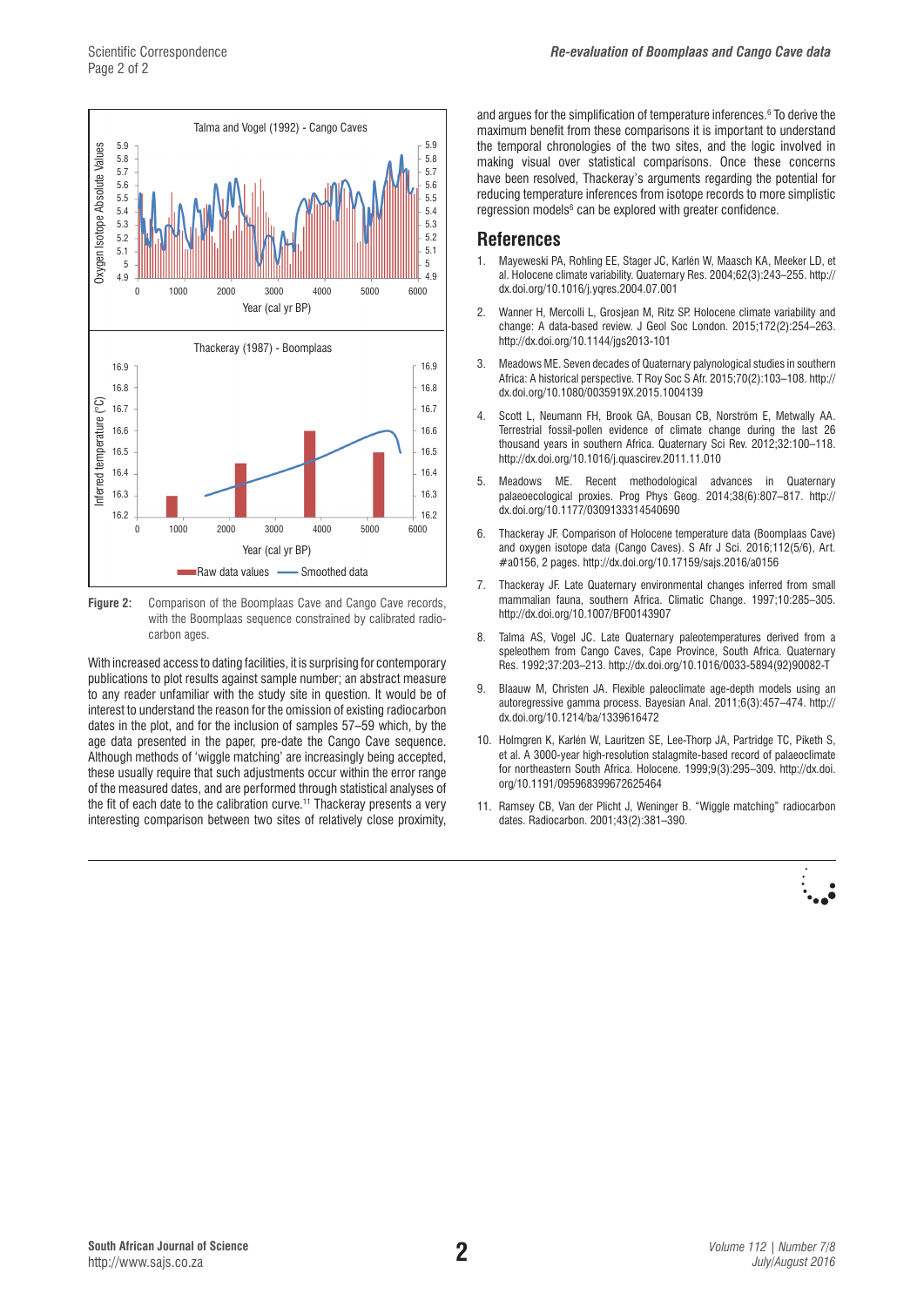Talma and Vogel (1992) - Cango Caves

Oxygen Isotope Absolute Values

5.9
5.8
5.7
5.6
5.5
5.4
5.3
5.2
5.1
5
4.9

0 1000 2000 3000 4000 5000 6000

Year (cal yr BP)

Thackeray (1987) - Boomplaas

Inferred temperature (°C)

16.9
16.8
16.7
16.6
16.5
16.4
16.3
16.2

0 1000 2000 3000 4000 5000 6000

Year (cal yr BP)

Raw data values — Smoothed data

**Figure 2:** Comparison of the Boomplaas Cave and Cango Cave records, with the Boomplaas sequence constrained by calibrated radiocarbon ages.

With increased access to dating facilities, it is surprising for contemporary publications to plot results against sample number; an abstract measure to any reader unfamiliar with the study site in question. It would be of interest to understand the reason for the omission of existing radiocarbon dates in the plot, and for the inclusion of samples 57–59 which, by the age data presented in the paper, pre-date the Cango Cave sequence. Although methods of 'wiggle matching' are increasingly being accepted, these usually require that such adjustments occur within the error range of the measured dates, and are performed through statistical analyses of the fit of each date to the calibration curve.[11] Thackeray presents a very interesting comparison between two sites of relatively close proximity, and argues for the simplification of temperature inferences.[6] To derive the maximum benefit from these comparisons it is important to understand the temporal chronologies of the two sites, and the logic involved in making visual over statistical comparisons. Once these concerns have been resolved, Thackeray's arguments regarding the potential for reducing temperature inferences from isotope records to more simplistic regression models[6] can be explored with greater confidence.

## References

1. Mayeweski PA, Rohling EE, Stager JC, Karlén W, Maasch KA, Meeker LD, et al. Holocene climate variability. Quaternary Res. 2004;62(3):243–255. http://dx.doi.org/10.1016/j.yqres.2004.07.001

2. Wanner H, Mercolli L, Grosjean M, Ritz SP. Holocene climate variability and change: A data-based review. J Geol Soc London. 2015;172(2):254–263. http://dx.doi.org/10.1144/jgs2013-101

3. Meadows ME. Seven decades of Quaternary palynological studies in southern Africa: A historical perspective. T Roy Soc S Afr. 2015;70(2):103–108. http://dx.doi.org/10.1080/0035919X.2015.1004139

4. Scott L, Neumann FH, Brook GA, Bousan CB, Norström E, Metwally AA. Terrestrial fossil-pollen evidence of climate change during the last 26 thousand years in southern Africa. Quaternary Sci Rev. 2012;32:100–118. http://dx.doi.org/10.1016/j.quascirev.2011.11.010

5. Meadows ME. Recent methodological advances in Quaternary palaeoecological proxies. Prog Phys Geog. 2014;38(6):807–817. http://dx.doi.org/10.1177/0309133314540690

6. Thackeray JF. Comparison of Holocene temperature data (Boomplaas Cave) and oxygen isotope data (Cango Caves). S Afr J Sci. 2016;112(5/6), Art. #a0156, 2 pages. http://dx.doi.org/10.17159/sajs.2016/a0156

7. Thackeray JF. Late Quaternary environmental changes inferred from small mammalian fauna, southern Africa. Climatic Change. 1997;10:285–305. http://dx.doi.org/10.1007/BF00143907

8. Talma AS, Vogel JC. Late Quaternary paleotemperatures derived from a speleothem from Cango Caves, Cape Province, South Africa. Quaternary Res. 1992;37:203–213. http://dx.doi.org/10.1016/0033-5894(92)90082-T

9. Blaauw M, Christen JA. Flexible paleoclimate age-depth models using an autoregressive gamma process. Bayesian Anal. 2011;6(3):457–474. http://dx.doi.org/10.1214/ba/1339616472

10. Holmgren K, Karlén W, Lauritzen SE, Lee-Thorp JA, Partridge TC, Piketh S, et al. A 3000-year high-resolution stalagmite-based record of palaeoclimate for northeastern South Africa. Holocene. 1999;9(3):295–309. http://dx.doi.org/10.1191/095968399672625464

11. Ramsey CB, Van der Plicht J, Weninger B. "Wiggle matching" radiocarbon dates. Radiocarbon. 2001;43(2):381–390.